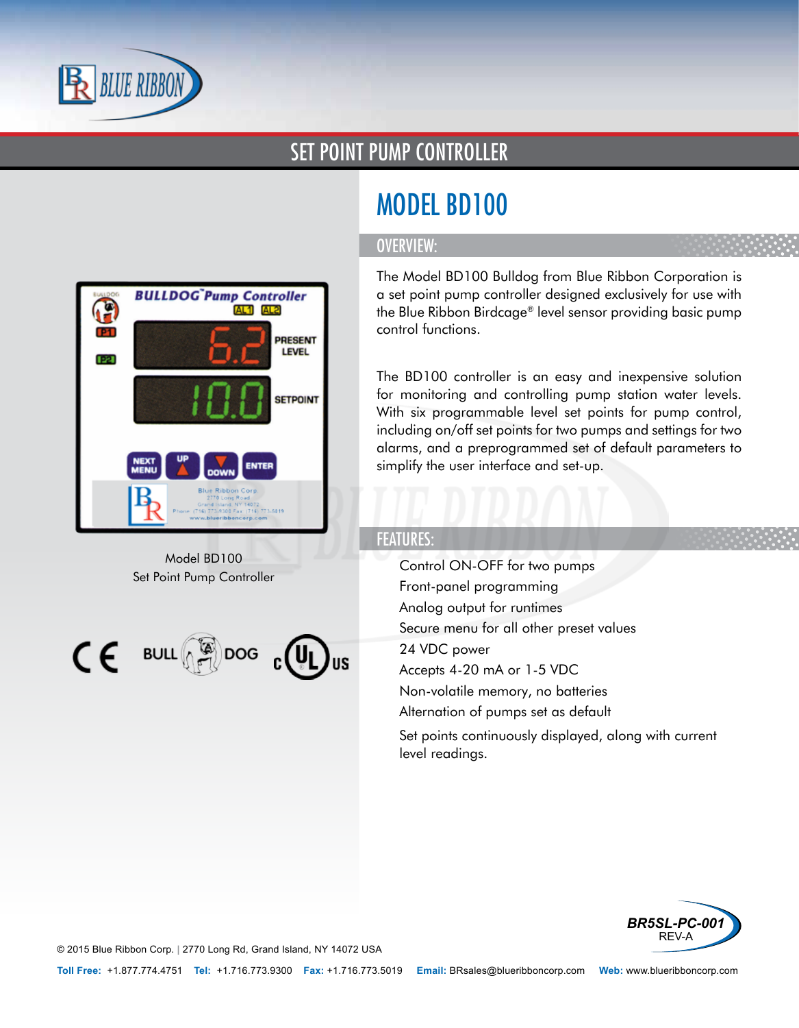# SET POINT PUMP CONTROLLER

Model BD100
Set Point Pump Controller

## MODEL BD100

### OVERVIEW:

The Model BD100 Bulldog from Blue Ribbon Corporation is a set point pump controller designed exclusively for use with the Blue Ribbon Birdcage® level sensor providing basic pump control functions.

The BD100 controller is an easy and inexpensive solution for monitoring and controlling pump station water levels. With six programmable level set points for pump control, including on/off set points for two pumps and settings for two alarms, and a preprogrammed set of default parameters to simplify the user interface and set-up.

### FEATURES:

- Control ON-OFF for two pumps
- Front-panel programming
- Analog output for runtimes
- Secure menu for all other preset values
- 24 VDC power
- Accepts 4-20 mA or 1-5 VDC
- Non-volatile memory, no batteries
- Alternation of pumps set as default
- Set points continuously displayed, along with current level readings.

BR5SL-PC-001
REV-A

© 2015 Blue Ribbon Corp. | 2770 Long Rd, Grand Island, NY 14072 USA

**Toll Free:** +1.877.774.4751 **Tel:** +1.716.773.9300 **Fax:** +1.716.773.5019 **Email:** BRsales@blueribboncorp.com **Web:** www.blueribboncorp.com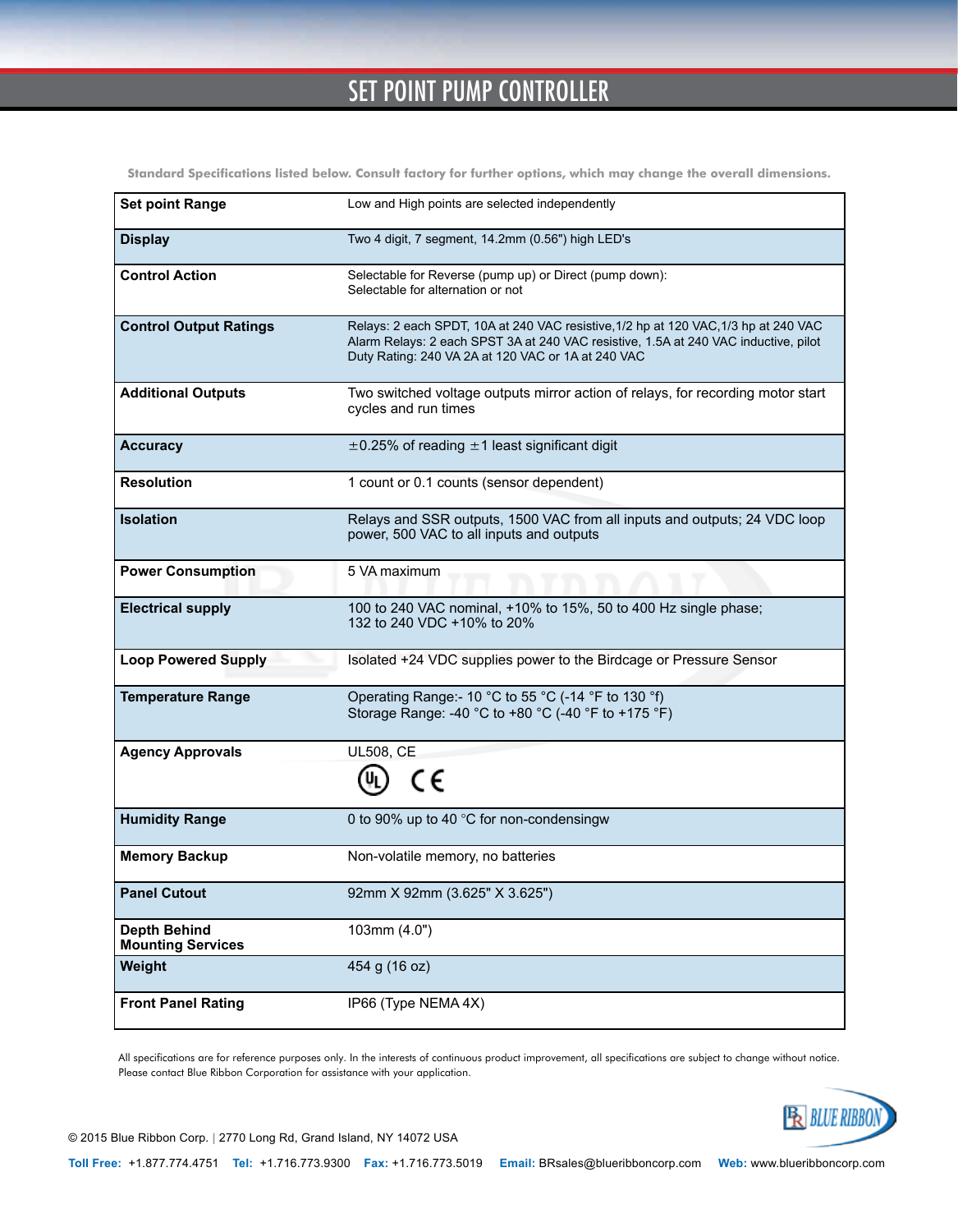# SET POINT PUMP CONTROLLER

Standard Specifications listed below. Consult factory for further options, which may change the overall dimensions.

| | |
|---|---|
| **Set point Range** | Low and High points are selected independently |
| **Display** | Two 4 digit, 7 segment, 14.2mm (0.56") high LED's |
| **Control Action** | Selectable for Reverse (pump up) or Direct (pump down):<br>Selectable for alternation or not |
| **Control Output Ratings** | Relays: 2 each SPDT, 10A at 240 VAC resistive,1/2 hp at 120 VAC,1/3 hp at 240 VAC<br>Alarm Relays: 2 each SPST 3A at 240 VAC resistive, 1.5A at 240 VAC inductive, pilot<br>Duty Rating: 240 VA 2A at 120 VAC or 1A at 240 VAC |
| **Additional Outputs** | Two switched voltage outputs mirror action of relays, for recording motor start cycles and run times |
| **Accuracy** | ±0.25% of reading ±1 least significant digit |
| **Resolution** | 1 count or 0.1 counts (sensor dependent) |
| **Isolation** | Relays and SSR outputs, 1500 VAC from all inputs and outputs; 24 VDC loop power, 500 VAC to all inputs and outputs |
| **Power Consumption** | 5 VA maximum |
| **Electrical supply** | 100 to 240 VAC nominal, +10% to 15%, 50 to 400 Hz single phase;<br>132 to 240 VDC +10% to 20% |
| **Loop Powered Supply** | Isolated +24 VDC supplies power to the Birdcage or Pressure Sensor |
| **Temperature Range** | Operating Range:- 10 °C to 55 °C (-14 °F to 130 °f)<br>Storage Range: -40 °C to +80 °C (-40 °F to +175 °F) |
| **Agency Approvals** | UL508, CE |
| **Humidity Range** | 0 to 90% up to 40 °C for non-condensingw |
| **Memory Backup** | Non-volatile memory, no batteries |
| **Panel Cutout** | 92mm X 92mm (3.625" X 3.625") |
| **Depth Behind Mounting Services** | 103mm (4.0") |
| **Weight** | 454 g (16 oz) |
| **Front Panel Rating** | IP66 (Type NEMA 4X) |

All specifications are for reference purposes only. In the interests of continuous product improvement, all specifications are subject to change without notice. Please contact Blue Ribbon Corporation for assistance with your application.

© 2015 Blue Ribbon Corp. | 2770 Long Rd, Grand Island, NY 14072 USA

**Toll Free:** +1.877.774.4751 **Tel:** +1.716.773.9300 **Fax:** +1.716.773.5019 **Email:** BRsales@blueribboncorp.com **Web:** www.blueribboncorp.com